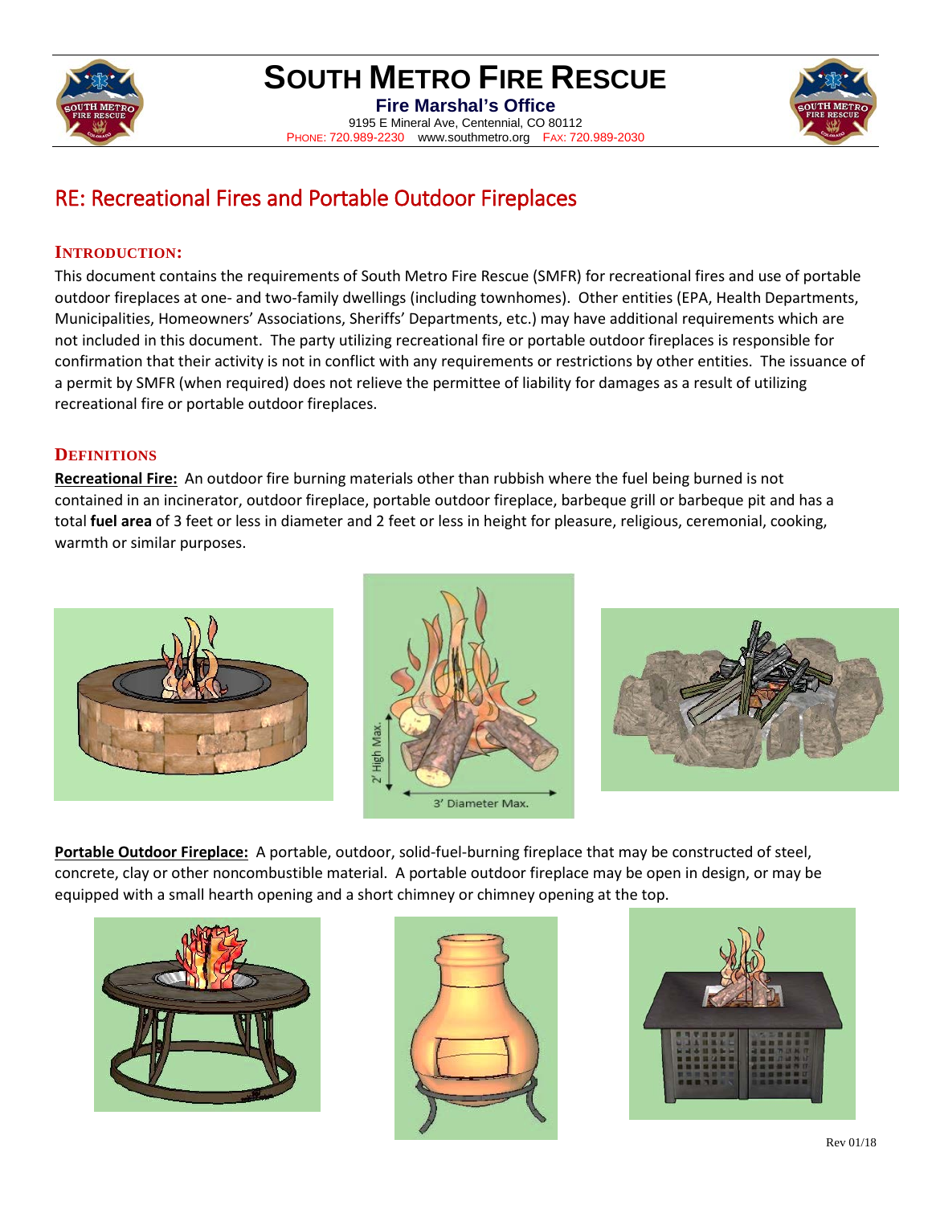# SOUTH METRO FIRE RESCUE

**Fire Marshal's Office**

9195 E Mineral Ave, Centennial, CO 80112

PHONE: 720.989-2230 www.southmetro.org FAX: 720.989-2030

## RE: Recreational Fires and Portable Outdoor Fireplaces

### INTRODUCTION:

This document contains the requirements of South Metro Fire Rescue (SMFR) for recreational fires and use of portable outdoor fireplaces at one- and two-family dwellings (including townhomes). Other entities (EPA, Health Departments, Municipalities, Homeowners' Associations, Sheriffs' Departments, etc.) may have additional requirements which are not included in this document. The party utilizing recreational fire or portable outdoor fireplaces is responsible for confirmation that their activity is not in conflict with any requirements or restrictions by other entities. The issuance of a permit by SMFR (when required) does not relieve the permittee of liability for damages as a result of utilizing recreational fire or portable outdoor fireplaces.

### DEFINITIONS

**Recreational Fire:** An outdoor fire burning materials other than rubbish where the fuel being burned is not contained in an incinerator, outdoor fireplace, portable outdoor fireplace, barbeque grill or barbeque pit and has a total **fuel area** of 3 feet or less in diameter and 2 feet or less in height for pleasure, religious, ceremonial, cooking, warmth or similar purposes.

2' High Max.

3' Diameter Max.

**Portable Outdoor Fireplace:** A portable, outdoor, solid-fuel-burning fireplace that may be constructed of steel, concrete, clay or other noncombustible material. A portable outdoor fireplace may be open in design, or may be equipped with a small hearth opening and a short chimney or chimney opening at the top.

Rev 01/18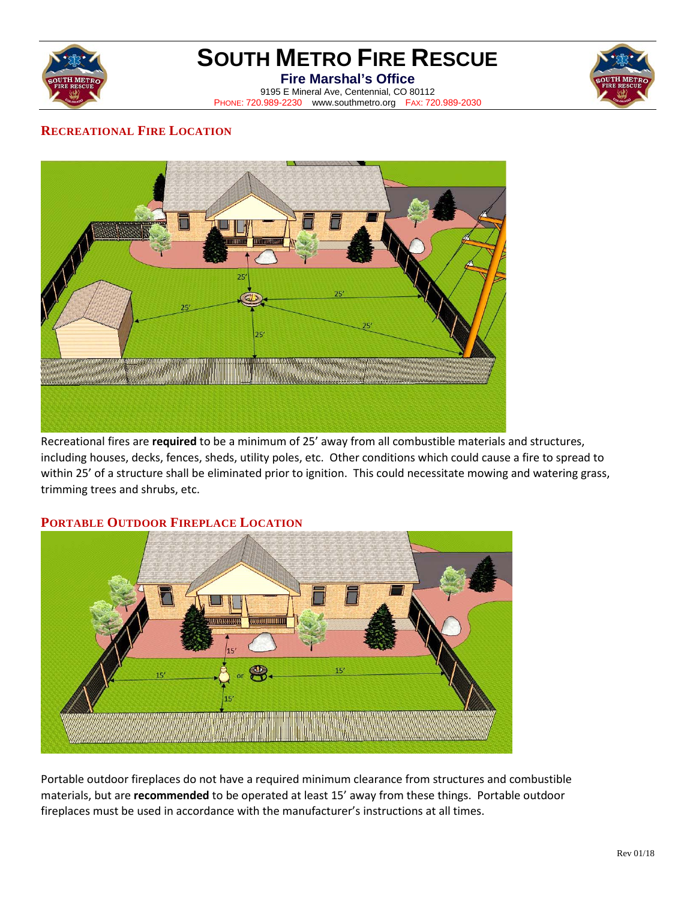# SOUTH METRO FIRE RESCUE

**Fire Marshal's Office**

9195 E Mineral Ave, Centennial, CO 80112

PHONE: 720.989-2230 www.southmetro.org FAX: 720.989-2030

## RECREATIONAL FIRE LOCATION

Recreational fires are **required** to be a minimum of 25' away from all combustible materials and structures, including houses, decks, fences, sheds, utility poles, etc. Other conditions which could cause a fire to spread to within 25' of a structure shall be eliminated prior to ignition. This could necessitate mowing and watering grass, trimming trees and shrubs, etc.

## PORTABLE OUTDOOR FIREPLACE LOCATION

Portable outdoor fireplaces do not have a required minimum clearance from structures and combustible materials, but are **recommended** to be operated at least 15' away from these things. Portable outdoor fireplaces must be used in accordance with the manufacturer's instructions at all times.

Rev 01/18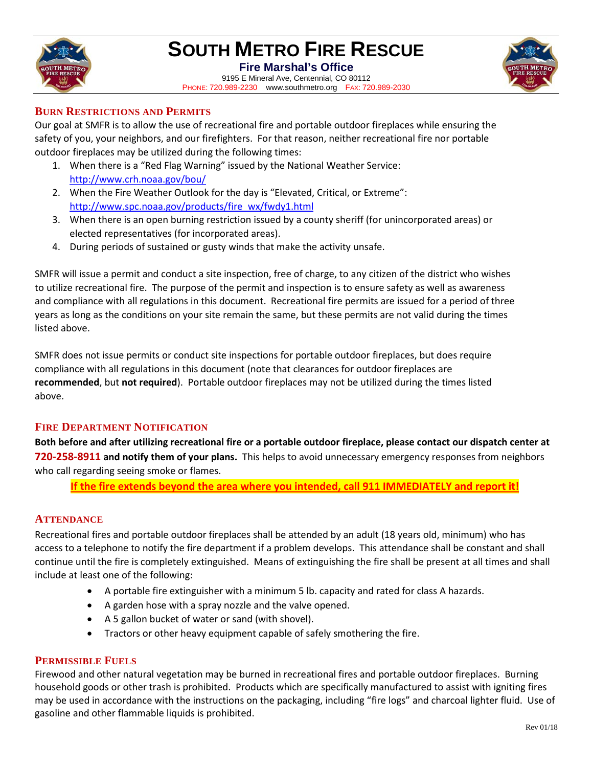# SOUTH METRO FIRE RESCUE

**Fire Marshal's Office**

9195 E Mineral Ave, Centennial, CO 80112

PHONE: 720.989-2230 www.southmetro.org FAX: 720.989-2030

## BURN RESTRICTIONS AND PERMITS

Our goal at SMFR is to allow the use of recreational fire and portable outdoor fireplaces while ensuring the safety of you, your neighbors, and our firefighters. For that reason, neither recreational fire nor portable outdoor fireplaces may be utilized during the following times:

1. When there is a "Red Flag Warning" issued by the National Weather Service: http://www.crh.noaa.gov/bou/
2. When the Fire Weather Outlook for the day is "Elevated, Critical, or Extreme": http://www.spc.noaa.gov/products/fire_wx/fwdy1.html
3. When there is an open burning restriction issued by a county sheriff (for unincorporated areas) or elected representatives (for incorporated areas).
4. During periods of sustained or gusty winds that make the activity unsafe.

SMFR will issue a permit and conduct a site inspection, free of charge, to any citizen of the district who wishes to utilize recreational fire. The purpose of the permit and inspection is to ensure safety as well as awareness and compliance with all regulations in this document. Recreational fire permits are issued for a period of three years as long as the conditions on your site remain the same, but these permits are not valid during the times listed above.

SMFR does not issue permits or conduct site inspections for portable outdoor fireplaces, but does require compliance with all regulations in this document (note that clearances for outdoor fireplaces are **recommended**, but **not required**). Portable outdoor fireplaces may not be utilized during the times listed above.

## FIRE DEPARTMENT NOTIFICATION

**Both before and after utilizing recreational fire or a portable outdoor fireplace, please contact our dispatch center at 720-258-8911 and notify them of your plans.** This helps to avoid unnecessary emergency responses from neighbors who call regarding seeing smoke or flames.

**If the fire extends beyond the area where you intended, call 911 IMMEDIATELY and report it!**

## ATTENDANCE

Recreational fires and portable outdoor fireplaces shall be attended by an adult (18 years old, minimum) who has access to a telephone to notify the fire department if a problem develops. This attendance shall be constant and shall continue until the fire is completely extinguished. Means of extinguishing the fire shall be present at all times and shall include at least one of the following:

- A portable fire extinguisher with a minimum 5 lb. capacity and rated for class A hazards.
- A garden hose with a spray nozzle and the valve opened.
- A 5 gallon bucket of water or sand (with shovel).
- Tractors or other heavy equipment capable of safely smothering the fire.

## PERMISSIBLE FUELS

Firewood and other natural vegetation may be burned in recreational fires and portable outdoor fireplaces. Burning household goods or other trash is prohibited. Products which are specifically manufactured to assist with igniting fires may be used in accordance with the instructions on the packaging, including "fire logs" and charcoal lighter fluid. Use of gasoline and other flammable liquids is prohibited.

Rev 01/18